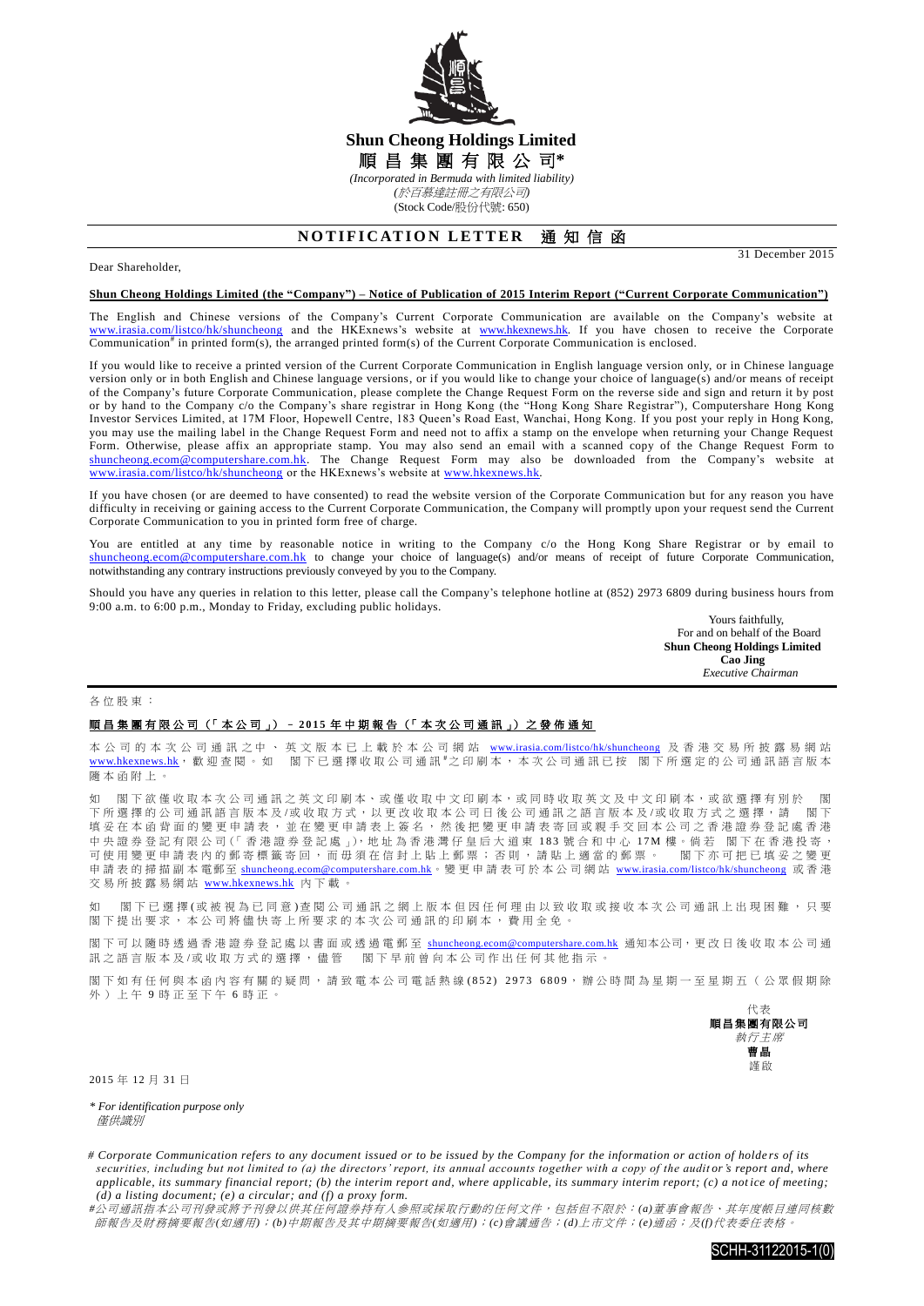# Shun Cheong Holdings Limited

# 順昌集團有限公司*

*(Incorporated in Bermuda with limited liability)*

*(於百慕達註冊之有限公司)*

(Stock Code/股份代號: 650)

## NOTIFICATION LETTER 通知信函

31 December 2015

Dear Shareholder,

**Shun Cheong Holdings Limited (the "Company") – Notice of Publication of 2015 Interim Report ("Current Corporate Communication")**

The English and Chinese versions of the Company's Current Corporate Communication are available on the Company's website at www.irasia.com/listco/hk/shuncheong and the HKExnews's website at www.hkexnews.hk. If you have chosen to receive the Corporate Communication# in printed form(s), the arranged printed form(s) of the Current Corporate Communication is enclosed.

If you would like to receive a printed version of the Current Corporate Communication in English language version only, or in Chinese language version only or in both English and Chinese language versions, or if you would like to change your choice of language(s) and/or means of receipt of the Company's future Corporate Communication, please complete the Change Request Form on the reverse side and sign and return it by post or by hand to the Company c/o the Company's share registrar in Hong Kong (the "Hong Kong Share Registrar"), Computershare Hong Kong Investor Services Limited, at 17M Floor, Hopewell Centre, 183 Queen's Road East, Wanchai, Hong Kong. If you post your reply in Hong Kong, you may use the mailing label in the Change Request Form and need not to affix a stamp on the envelope when returning your Change Request Form. Otherwise, please affix an appropriate stamp. You may also send an email with a scanned copy of the Change Request Form to shuncheong.ecom@computershare.com.hk. The Change Request Form may also be downloaded from the Company's website at www.irasia.com/listco/hk/shuncheong or the HKExnews's website at www.hkexnews.hk.

If you have chosen (or are deemed to have consented) to read the website version of the Corporate Communication but for any reason you have difficulty in receiving or gaining access to the Current Corporate Communication, the Company will promptly upon your request send the Current Corporate Communication to you in printed form free of charge.

You are entitled at any time by reasonable notice in writing to the Company c/o the Hong Kong Share Registrar or by email to shuncheong.ecom@computershare.com.hk to change your choice of language(s) and/or means of receipt of future Corporate Communication, notwithstanding any contrary instructions previously conveyed by you to the Company.

Should you have any queries in relation to this letter, please call the Company's telephone hotline at (852) 2973 6809 during business hours from 9:00 a.m. to 6:00 p.m., Monday to Friday, excluding public holidays.

Yours faithfully,
For and on behalf of the Board
**Shun Cheong Holdings Limited**
**Cao Jing**
*Executive Chairman*

---

各位股東：

**順昌集團有限公司（「本公司」）– 2015 年中期報告（「本次公司通訊」）之發佈通知**

本公司的本次公司通訊之中、英文版本已上載於本公司網站 www.irasia.com/listco/hk/shuncheong 及香港交易所披露易網站 www.hkexnews.hk，歡迎查閱。如 閣下已選擇收取公司通訊#之印刷本，本次公司通訊已按 閣下所選定的公司通訊語言版本隨本函附上。

如 閣下欲僅收取本次公司通訊之英文印刷本、或僅收取中文印刷本，或同時收取英文及中文印刷本，或欲選擇有別於 閣下所選擇的公司通訊語言版本及/或收取方式，以更改收取本公司日後公司通訊之語言版本及/或收取方式之選擇，請 閣下填妥在本函背面的變更申請表，並在變更申請表上簽名，然後把變更申請表寄回或親手交回本公司之香港證券登記處香港中央證券登記有限公司(「香港證券登記處」)，地址為香港灣仔皇后大道東 183 號合和中心 17M 樓。倘若 閣下在香港投寄，可使用變更申請表內的郵寄標籤寄回，而毋須在信封上貼上郵票；否則，請貼上適當的郵票。 閣下亦可把已填妥之變更申請表的掃描副本電郵至 shuncheong.ecom@computershare.com.hk。變更申請表可於本公司網站 www.irasia.com/listco/hk/shuncheong 或香港交易所披露易網站 www.hkexnews.hk 內下載。

如 閣下已選擇(或被視為已同意)查閱公司通訊之網上版本但因任何理由以致收取或接收本次公司通訊上出現困難，只要 閣下提出要求，本公司將儘快寄上所要求的本次公司通訊的印刷本，費用全免。

閣下可以隨時透過香港證券登記處以書面或透過電郵至 shuncheong.ecom@computershare.com.hk 通知本公司，更改日後收取本公司通訊之語言版本及/或收取方式的選擇，儘管 閣下早前曾向本公司作出任何其他指示。

閣下如有任何與本函內容有關的疑問，請致電本公司電話熱線(852) 2973 6809，辦公時間為星期一至星期五（公眾假期除外）上午 9 時正至下午 6 時正。

代表
**順昌集團有限公司**
*執行主席*
**曹晶**
謹啟

2015 年 12 月 31 日

*\* For identification purpose only*
*僅供識別*

*# Corporate Communication refers to any document issued or to be issued by the Company for the information or action of holders of its securities, including but not limited to (a) the directors' report, its annual accounts together with a copy of the auditor's report and, where applicable, its summary financial report; (b) the interim report and, where applicable, its summary interim report; (c) a notice of meeting; (d) a listing document; (e) a circular; and (f) a proxy form.*

*#公司通訊指本公司刊發或將予刊發以供其任何證券持有人參照或採取行動的任何文件，包括但不限於：(a)董事會報告、其年度帳目連同核數師報告及財務摘要報告(如適用)；(b)中期報告及其中期摘要報告(如適用)；(c)會議通告；(d)上市文件；(e)通函；及(f)代表委任表格。*

SCHH-31122015-1(0)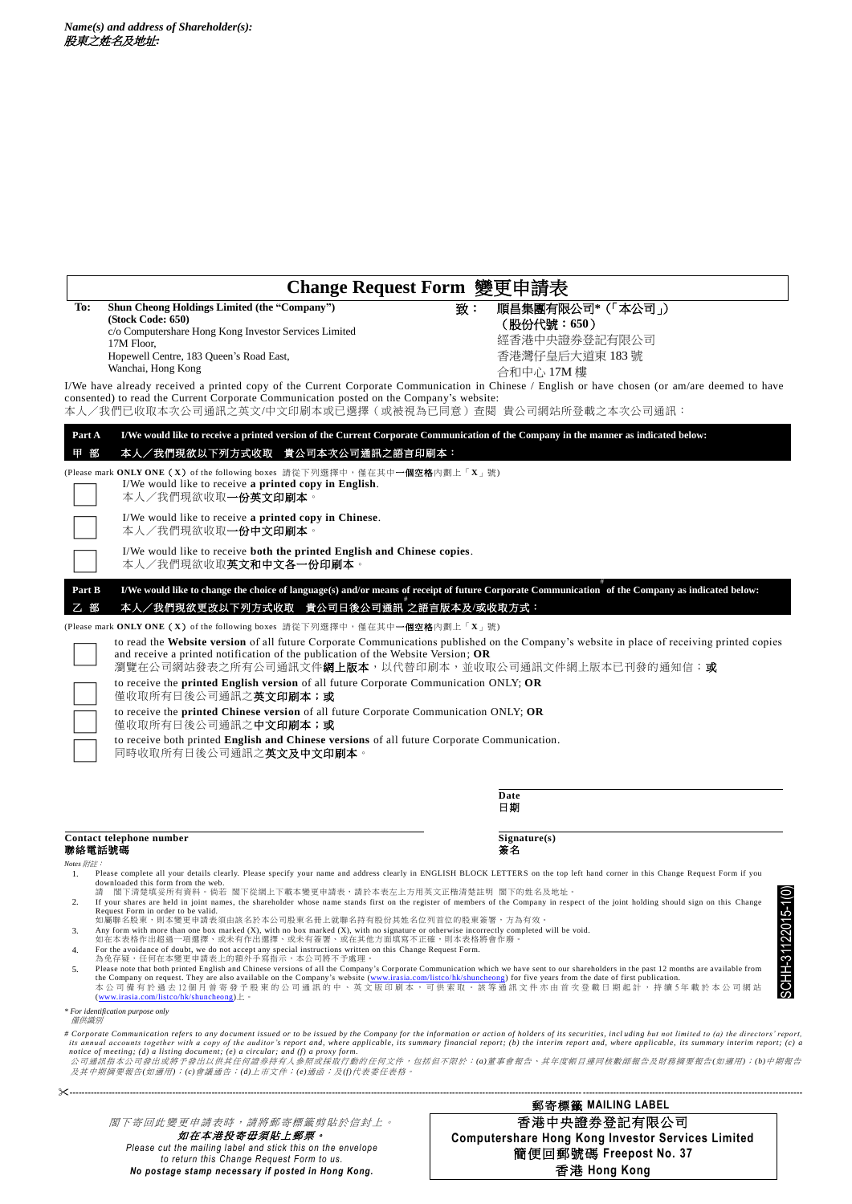*Name(s) and address of Shareholder(s):*
*股東之姓名及地址:*

# Change Request Form 變更申請表

**To:** **Shun Cheong Holdings Limited (the "Company")**
**(Stock Code: 650)**
c/o Computershare Hong Kong Investor Services Limited
17M Floor,
Hopewell Centre, 183 Queen's Road East,
Wanchai, Hong Kong

**致：** **順昌集團有限公司*（「本公司」）**
**（股份代號：650）**
經香港中央證券登記有限公司
香港灣仔皇后大道東 183 號
合和中心 17M 樓

I/We have already received a printed copy of the Current Corporate Communication in Chinese / English or have chosen (or am/are deemed to have consented) to read the Current Corporate Communication posted on the Company's website:
本人／我們已收取本次公司通訊之英文/中文印刷本或已選擇（或被視為已同意）查閱 貴公司網站所登載之本次公司通訊：

**Part A** **I/We would like to receive a printed version of the Current Corporate Communication of the Company in the manner as indicated below:**
**甲 部** **本人／我們現欲以下列方式收取 貴公司本次公司通訊之語言印刷本：**

(Please mark **ONLY ONE** (**X**) of the following boxes 請從下列選擇中，僅在其中**一個空格**內劃上「**X**」號)

☐ I/We would like to receive **a printed copy in English**.
本人／我們現欲收取**一份英文印刷本**。

☐ I/We would like to receive **a printed copy in Chinese**.
本人／我們現欲收取**一份中文印刷本**。

☐ I/We would like to receive **both the printed English and Chinese copies**.
本人／我們現欲收取**英文和中文各一份印刷本**。

**Part B** **I/We would like to change the choice of language(s) and/or means of receipt of future Corporate Communication# of the Company as indicated below:**
**乙 部** **本人／我們現欲更改以下列方式收取 貴公司日後公司通訊#之語言版本及/或收取方式：**

(Please mark **ONLY ONE** (**X**) of the following boxes 請從下列選擇中，僅在其中**一個空格**內劃上「**X**」號)

☐ to read the **Website version** of all future Corporate Communications published on the Company's website in place of receiving printed copies and receive a printed notification of the publication of the Website Version; **OR**
瀏覽在公司網站發表之所有公司通訊文件**網上版本**，以代替印刷本，並收取公司通訊文件網上版本已刊發的通知信；**或**

☐ to receive the **printed English version** of all future Corporate Communication ONLY; **OR**
僅收取所有日後公司通訊之**英文印刷本；或**

☐ to receive the **printed Chinese version** of all future Corporate Communication ONLY; **OR**
僅收取所有日後公司通訊之**中文印刷本；或**

☐ to receive both printed **English and Chinese versions** of all future Corporate Communication.
同時收取所有日後公司通訊之**英文及中文印刷本**。

**Date**
**日期**

**Contact telephone number**
**聯絡電話號碼**

**Signature(s)**
**簽名**

*Notes 附註：*

1. Please complete all your details clearly. Please specify your name and address clearly in ENGLISH BLOCK LETTERS on the top left hand corner in this Change Request Form if you downloaded this form from the web.
請 閣下清楚填妥所有資料。倘若 閣下從網上下載本變更申請表，請於本表左上方用英文正楷清楚註明 閣下的姓名及地址。
2. If your shares are held in joint names, the shareholder whose name stands first on the register of members of the Company in respect of the joint holding should sign on this Change Request Form in order to be valid.
如屬聯名股東，則本變更申請表須由該名於本公司股東名冊上就聯名持有股份其姓名位列首位的股東簽署，方為有效。
3. Any form with more than one box marked (X), with no box marked (X), with no signature or otherwise incorrectly completed will be void.
如在本表格作出超過一項選擇、或未有作出選擇、或未有簽署、或在其他方面填寫不正確，則本表格將會作廢。
4. For the avoidance of doubt, we do not accept any special instructions written on this Change Request Form.
為免存疑，任何在本變更申請表上的額外手寫指示，本公司將不予處理。
5. Please note that both printed English and Chinese versions of all the Company's Corporate Communication which we have sent to our shareholders in the past 12 months are available from the Company on request. They are also available on the Company's website (www.irasia.com/listco/hk/shuncheong) for five years from the date of first publication.
本公司備有於過去12個月曾發予股東的公司通訊的中、英文版印刷本，可供索取。該等通訊文件亦由首次登載日期起計，持續5年載於本公司網站(www.irasia.com/listco/hk/shuncheong)上。

SCHH-31122015-1(0)

\* *For identification purpose only*
*僅供識別*

*# Corporate Communication refers to any document issued or to be issued by the Company for the information or action of holders of its securities, including but not limited to (a) the directors' report, its annual accounts together with a copy of the auditor's report and, where applicable, its summary financial report; (b) the interim report and, where applicable, its summary interim report; (c) a notice of meeting; (d) a listing document; (e) a circular; and (f) a proxy form.*
*公司通訊指本公司發出或將予發出以供其任何證券持有人參照或採取行動的任何文件，包括但不限於：(a)董事會報告、其年度帳目連同核數師報告及財務摘要報告(如適用)；(b)中期報告及其中期摘要報告(如適用)；(c)會議通告；(d)上市文件；(e)通函；及(f)代表委任表格。*

---

*閣下寄回此變更申請表時，請將郵寄標籤剪貼於信封上。*
***如在本港投寄毋須貼上郵票。***
*Please cut the mailing label and stick this on the envelope to return this Change Request Form to us.*
***No postage stamp necessary if posted in Hong Kong.***

**郵寄標籤 MAILING LABEL**
**香港中央證券登記有限公司**
**Computershare Hong Kong Investor Services Limited**
**簡便回郵號碼 Freepost No. 37**
**香港 Hong Kong**